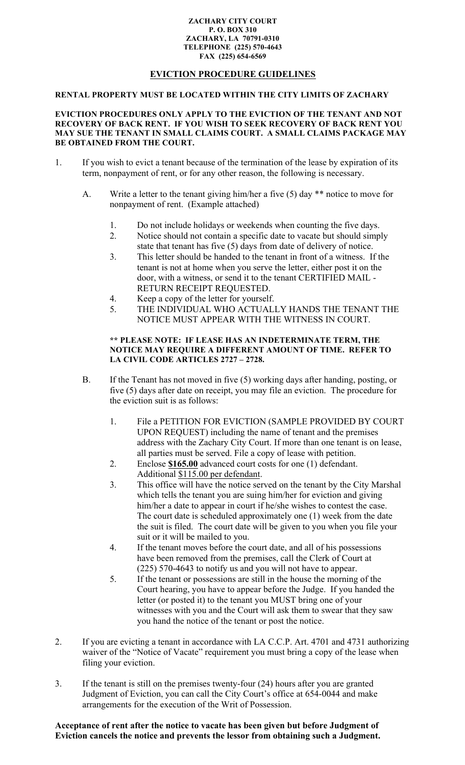**ZACHARY CITY COURT**
**P. O. BOX 310**
**ZACHARY, LA 70791-0310**
**TELEPHONE (225) 570-4643**
**FAX (225) 654-6569**

## EVICTION PROCEDURE GUIDELINES

**RENTAL PROPERTY MUST BE LOCATED WITHIN THE CITY LIMITS OF ZACHARY**

**EVICTION PROCEDURES ONLY APPLY TO THE EVICTION OF THE TENANT AND NOT RECOVERY OF BACK RENT. IF YOU WISH TO SEEK RECOVERY OF BACK RENT YOU MAY SUE THE TENANT IN SMALL CLAIMS COURT. A SMALL CLAIMS PACKAGE MAY BE OBTAINED FROM THE COURT.**

1. If you wish to evict a tenant because of the termination of the lease by expiration of its term, nonpayment of rent, or for any other reason, the following is necessary.

   A. Write a letter to the tenant giving him/her a five (5) day ** notice to move for nonpayment of rent. (Example attached)

      1. Do not include holidays or weekends when counting the five days.
      2. Notice should not contain a specific date to vacate but should simply state that tenant has five (5) days from date of delivery of notice.
      3. This letter should be handed to the tenant in front of a witness. If the tenant is not at home when you serve the letter, either post it on the door, with a witness, or send it to the tenant CERTIFIED MAIL - RETURN RECEIPT REQUESTED.
      4. Keep a copy of the letter for yourself.
      5. THE INDIVIDUAL WHO ACTUALLY HANDS THE TENANT THE NOTICE MUST APPEAR WITH THE WITNESS IN COURT.

      **** PLEASE NOTE: IF LEASE HAS AN INDETERMINATE TERM, THE NOTICE MAY REQUIRE A DIFFERENT AMOUNT OF TIME. REFER TO LA CIVIL CODE ARTICLES 2727 – 2728.**

   B. If the Tenant has not moved in five (5) working days after handing, posting, or five (5) days after date on receipt, you may file an eviction. The procedure for the eviction suit is as follows:

      1. File a PETITION FOR EVICTION (SAMPLE PROVIDED BY COURT UPON REQUEST) including the name of tenant and the premises address with the Zachary City Court. If more than one tenant is on lease, all parties must be served. File a copy of lease with petition.
      2. Enclose **$165.00** advanced court costs for one (1) defendant. Additional $115.00 per defendant.
      3. This office will have the notice served on the tenant by the City Marshal which tells the tenant you are suing him/her for eviction and giving him/her a date to appear in court if he/she wishes to contest the case. The court date is scheduled approximately one (1) week from the date the suit is filed. The court date will be given to you when you file your suit or it will be mailed to you.
      4. If the tenant moves before the court date, and all of his possessions have been removed from the premises, call the Clerk of Court at (225) 570-4643 to notify us and you will not have to appear.
      5. If the tenant or possessions are still in the house the morning of the Court hearing, you have to appear before the Judge. If you handed the letter (or posted it) to the tenant you MUST bring one of your witnesses with you and the Court will ask them to swear that they saw you hand the notice of the tenant or post the notice.

2. If you are evicting a tenant in accordance with LA C.C.P. Art. 4701 and 4731 authorizing waiver of the "Notice of Vacate" requirement you must bring a copy of the lease when filing your eviction.

3. If the tenant is still on the premises twenty-four (24) hours after you are granted Judgment of Eviction, you can call the City Court's office at 654-0044 and make arrangements for the execution of the Writ of Possession.

**Acceptance of rent after the notice to vacate has been given but before Judgment of Eviction cancels the notice and prevents the lessor from obtaining such a Judgment.**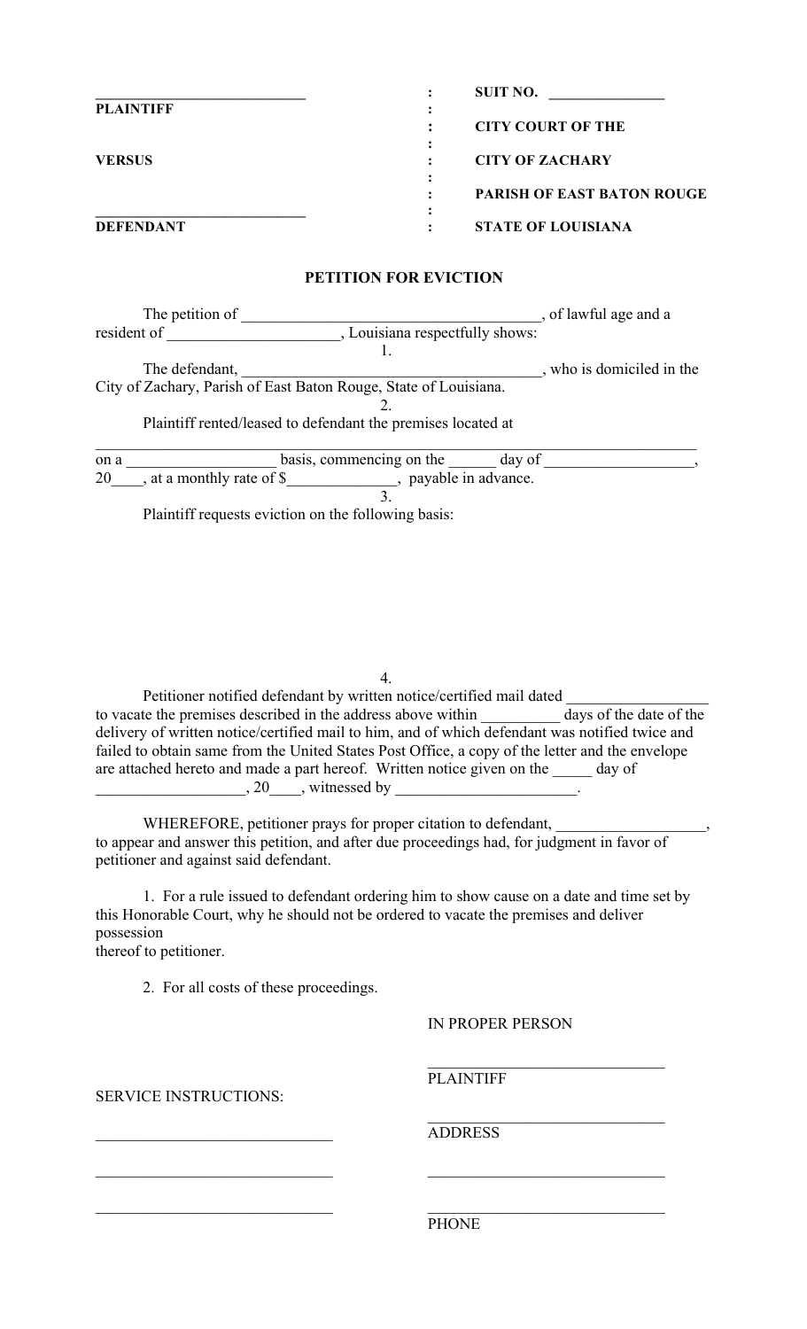| | | |
|---|---|---|
| ______________________________ | : | SUIT NO. ________________ |
| **PLAINTIFF** | : | |
| | : | **CITY COURT OF THE** |
| | : | |
| **VERSUS** | : | **CITY OF ZACHARY** |
| | : | |
| | : | **PARISH OF EAST BATON ROUGE** |
| ______________________________ | : | |
| **DEFENDANT** | : | **STATE OF LOUISIANA** |

## PETITION FOR EVICTION

The petition of ________________________________________, of lawful age and a resident of ______________________, Louisiana respectfully shows:

1.

The defendant, ________________________________________, who is domiciled in the City of Zachary, Parish of East Baton Rouge, State of Louisiana.

2.

Plaintiff rented/leased to defendant the premises located at

____________________________________________________________________________________

on a ___________________ basis, commencing on the ______ day of ___________________, 20____, at a monthly rate of $______________, payable in advance.

3.

Plaintiff requests eviction on the following basis:

4.

Petitioner notified defendant by written notice/certified mail dated __________________ to vacate the premises described in the address above within __________ days of the date of the delivery of written notice/certified mail to him, and of which defendant was notified twice and failed to obtain same from the United States Post Office, a copy of the letter and the envelope are attached hereto and made a part hereof. Written notice given on the _____ day of ___________________, 20____, witnessed by _______________________.

WHEREFORE, petitioner prays for proper citation to defendant, ___________________, to appear and answer this petition, and after due proceedings had, for judgment in favor of petitioner and against said defendant.

1. For a rule issued to defendant ordering him to show cause on a date and time set by this Honorable Court, why he should not be ordered to vacate the premises and deliver possession thereof to petitioner.

2. For all costs of these proceedings.

IN PROPER PERSON

_______________________________
PLAINTIFF

SERVICE INSTRUCTIONS:

_______________________________

_______________________________

_______________________________

_______________________________
ADDRESS

_______________________________

_______________________________
PHONE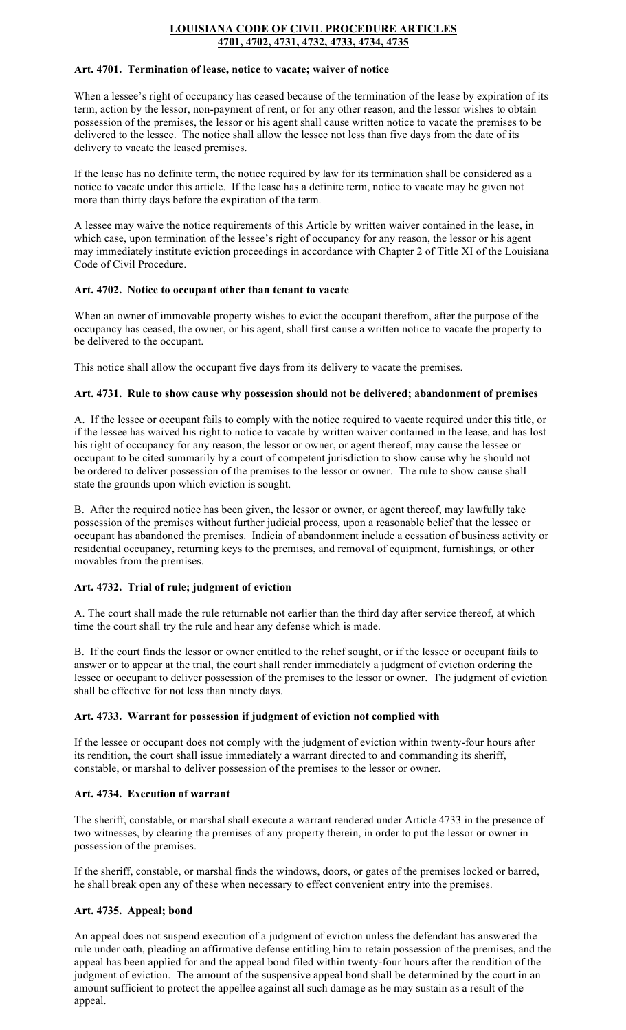# LOUISIANA CODE OF CIVIL PROCEDURE ARTICLES 4701, 4702, 4731, 4732, 4733, 4734, 4735

**Art. 4701. Termination of lease, notice to vacate; waiver of notice**

When a lessee's right of occupancy has ceased because of the termination of the lease by expiration of its term, action by the lessor, non-payment of rent, or for any other reason, and the lessor wishes to obtain possession of the premises, the lessor or his agent shall cause written notice to vacate the premises to be delivered to the lessee. The notice shall allow the lessee not less than five days from the date of its delivery to vacate the leased premises.

If the lease has no definite term, the notice required by law for its termination shall be considered as a notice to vacate under this article. If the lease has a definite term, notice to vacate may be given not more than thirty days before the expiration of the term.

A lessee may waive the notice requirements of this Article by written waiver contained in the lease, in which case, upon termination of the lessee's right of occupancy for any reason, the lessor or his agent may immediately institute eviction proceedings in accordance with Chapter 2 of Title XI of the Louisiana Code of Civil Procedure.

**Art. 4702. Notice to occupant other than tenant to vacate**

When an owner of immovable property wishes to evict the occupant therefrom, after the purpose of the occupancy has ceased, the owner, or his agent, shall first cause a written notice to vacate the property to be delivered to the occupant.

This notice shall allow the occupant five days from its delivery to vacate the premises.

**Art. 4731. Rule to show cause why possession should not be delivered; abandonment of premises**

A. If the lessee or occupant fails to comply with the notice required to vacate required under this title, or if the lessee has waived his right to notice to vacate by written waiver contained in the lease, and has lost his right of occupancy for any reason, the lessor or owner, or agent thereof, may cause the lessee or occupant to be cited summarily by a court of competent jurisdiction to show cause why he should not be ordered to deliver possession of the premises to the lessor or owner. The rule to show cause shall state the grounds upon which eviction is sought.

B. After the required notice has been given, the lessor or owner, or agent thereof, may lawfully take possession of the premises without further judicial process, upon a reasonable belief that the lessee or occupant has abandoned the premises. Indicia of abandonment include a cessation of business activity or residential occupancy, returning keys to the premises, and removal of equipment, furnishings, or other movables from the premises.

**Art. 4732. Trial of rule; judgment of eviction**

A. The court shall made the rule returnable not earlier than the third day after service thereof, at which time the court shall try the rule and hear any defense which is made.

B. If the court finds the lessor or owner entitled to the relief sought, or if the lessee or occupant fails to answer or to appear at the trial, the court shall render immediately a judgment of eviction ordering the lessee or occupant to deliver possession of the premises to the lessor or owner. The judgment of eviction shall be effective for not less than ninety days.

**Art. 4733. Warrant for possession if judgment of eviction not complied with**

If the lessee or occupant does not comply with the judgment of eviction within twenty-four hours after its rendition, the court shall issue immediately a warrant directed to and commanding its sheriff, constable, or marshal to deliver possession of the premises to the lessor or owner.

**Art. 4734. Execution of warrant**

The sheriff, constable, or marshal shall execute a warrant rendered under Article 4733 in the presence of two witnesses, by clearing the premises of any property therein, in order to put the lessor or owner in possession of the premises.

If the sheriff, constable, or marshal finds the windows, doors, or gates of the premises locked or barred, he shall break open any of these when necessary to effect convenient entry into the premises.

**Art. 4735. Appeal; bond**

An appeal does not suspend execution of a judgment of eviction unless the defendant has answered the rule under oath, pleading an affirmative defense entitling him to retain possession of the premises, and the appeal has been applied for and the appeal bond filed within twenty-four hours after the rendition of the judgment of eviction. The amount of the suspensive appeal bond shall be determined by the court in an amount sufficient to protect the appellee against all such damage as he may sustain as a result of the appeal.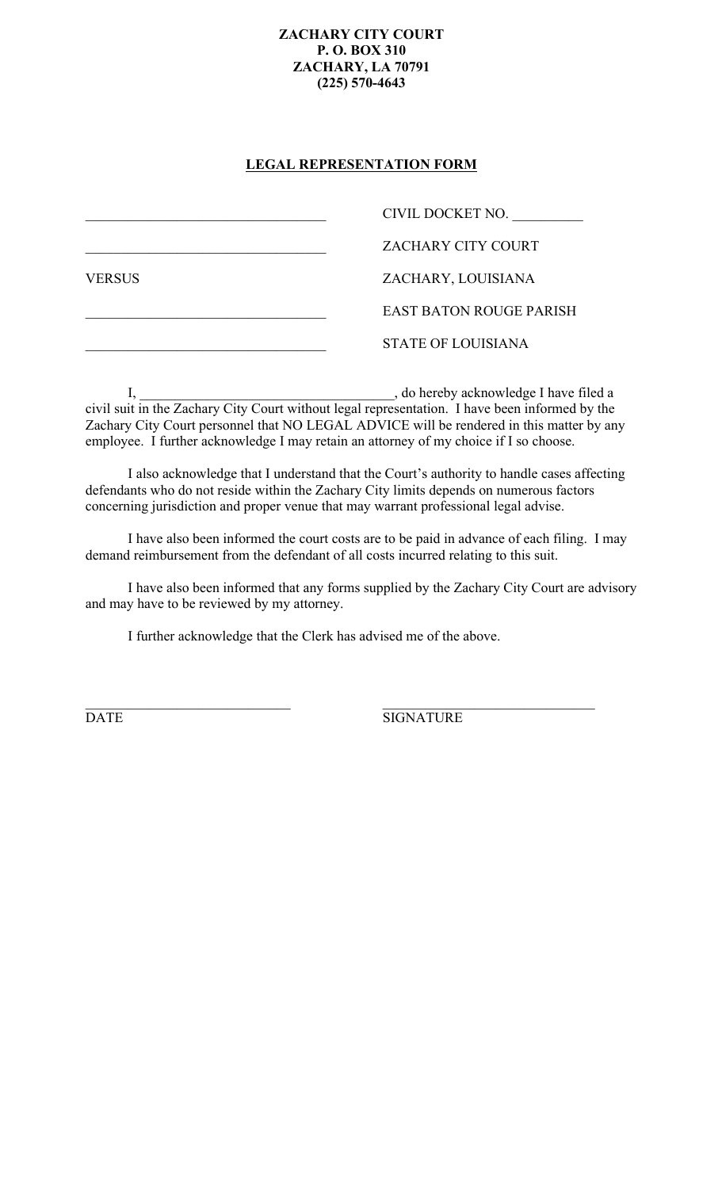**ZACHARY CITY COURT**
**P. O. BOX 310**
**ZACHARY, LA 70791**
**(225) 570-4643**

## LEGAL REPRESENTATION FORM

| | |
|---|---|
| ________________________________ | CIVIL DOCKET NO. __________ |
| ________________________________ | ZACHARY CITY COURT |
| VERSUS | ZACHARY, LOUISIANA |
| ________________________________ | EAST BATON ROUGE PARISH |
| ________________________________ | STATE OF LOUISIANA |

I, ___________________________________, do hereby acknowledge I have filed a civil suit in the Zachary City Court without legal representation. I have been informed by the Zachary City Court personnel that NO LEGAL ADVICE will be rendered in this matter by any employee. I further acknowledge I may retain an attorney of my choice if I so choose.

I also acknowledge that I understand that the Court's authority to handle cases affecting defendants who do not reside within the Zachary City limits depends on numerous factors concerning jurisdiction and proper venue that may warrant professional legal advise.

I have also been informed the court costs are to be paid in advance of each filing. I may demand reimbursement from the defendant of all costs incurred relating to this suit.

I have also been informed that any forms supplied by the Zachary City Court are advisory and may have to be reviewed by my attorney.

I further acknowledge that the Clerk has advised me of the above.

_____________________________ &nbsp;&nbsp;&nbsp;&nbsp;&nbsp;&nbsp;&nbsp;&nbsp; ______________________________
DATE &nbsp;&nbsp;&nbsp;&nbsp;&nbsp;&nbsp;&nbsp;&nbsp;&nbsp;&nbsp;&nbsp;&nbsp;&nbsp;&nbsp;&nbsp;&nbsp;&nbsp;&nbsp;&nbsp;&nbsp;&nbsp;&nbsp;&nbsp;&nbsp;&nbsp;&nbsp;&nbsp;&nbsp;&nbsp;&nbsp;&nbsp;&nbsp; SIGNATURE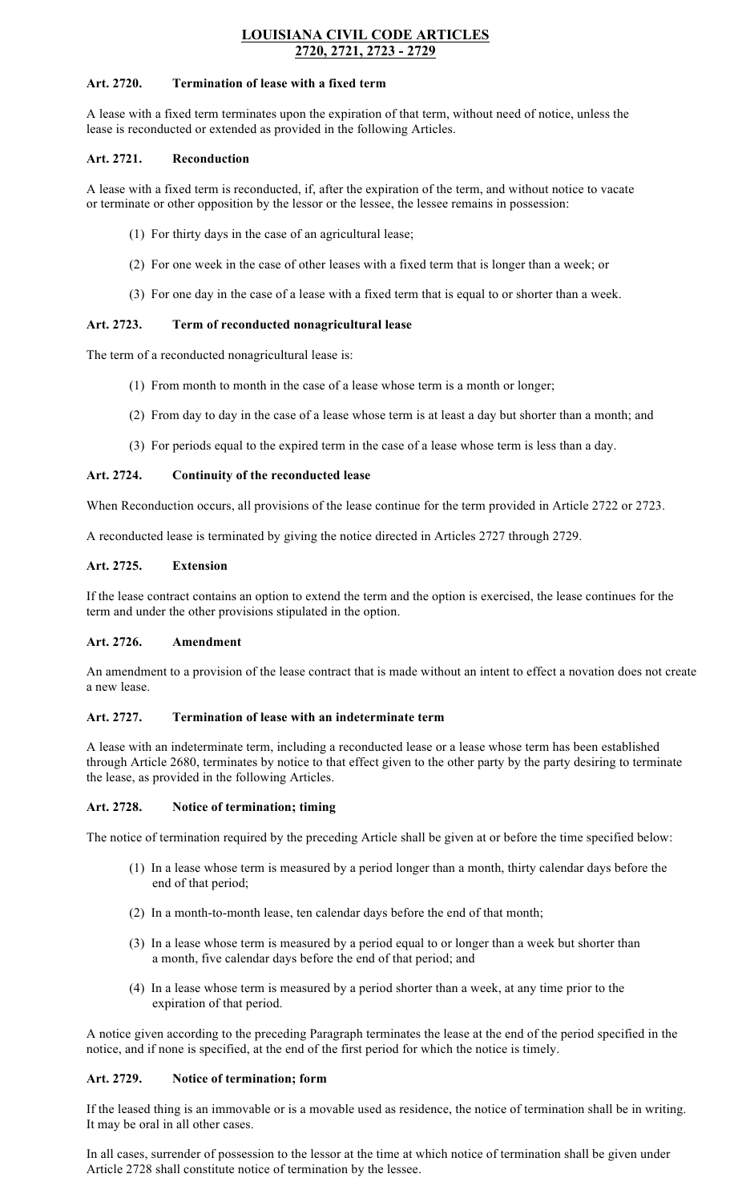# LOUISIANA CIVIL CODE ARTICLES 2720, 2721, 2723 - 2729

**Art. 2720. Termination of lease with a fixed term**

A lease with a fixed term terminates upon the expiration of that term, without need of notice, unless the lease is reconducted or extended as provided in the following Articles.

**Art. 2721. Reconduction**

A lease with a fixed term is reconducted, if, after the expiration of the term, and without notice to vacate or terminate or other opposition by the lessor or the lessee, the lessee remains in possession:

(1) For thirty days in the case of an agricultural lease;

(2) For one week in the case of other leases with a fixed term that is longer than a week; or

(3) For one day in the case of a lease with a fixed term that is equal to or shorter than a week.

**Art. 2723. Term of reconducted nonagricultural lease**

The term of a reconducted nonagricultural lease is:

(1) From month to month in the case of a lease whose term is a month or longer;

(2) From day to day in the case of a lease whose term is at least a day but shorter than a month; and

(3) For periods equal to the expired term in the case of a lease whose term is less than a day.

**Art. 2724. Continuity of the reconducted lease**

When Reconduction occurs, all provisions of the lease continue for the term provided in Article 2722 or 2723.

A reconducted lease is terminated by giving the notice directed in Articles 2727 through 2729.

**Art. 2725. Extension**

If the lease contract contains an option to extend the term and the option is exercised, the lease continues for the term and under the other provisions stipulated in the option.

**Art. 2726. Amendment**

An amendment to a provision of the lease contract that is made without an intent to effect a novation does not create a new lease.

**Art. 2727. Termination of lease with an indeterminate term**

A lease with an indeterminate term, including a reconducted lease or a lease whose term has been established through Article 2680, terminates by notice to that effect given to the other party by the party desiring to terminate the lease, as provided in the following Articles.

**Art. 2728. Notice of termination; timing**

The notice of termination required by the preceding Article shall be given at or before the time specified below:

(1) In a lease whose term is measured by a period longer than a month, thirty calendar days before the end of that period;

(2) In a month-to-month lease, ten calendar days before the end of that month;

(3) In a lease whose term is measured by a period equal to or longer than a week but shorter than a month, five calendar days before the end of that period; and

(4) In a lease whose term is measured by a period shorter than a week, at any time prior to the expiration of that period.

A notice given according to the preceding Paragraph terminates the lease at the end of the period specified in the notice, and if none is specified, at the end of the first period for which the notice is timely.

**Art. 2729. Notice of termination; form**

If the leased thing is an immovable or is a movable used as residence, the notice of termination shall be in writing. It may be oral in all other cases.

In all cases, surrender of possession to the lessor at the time at which notice of termination shall be given under Article 2728 shall constitute notice of termination by the lessee.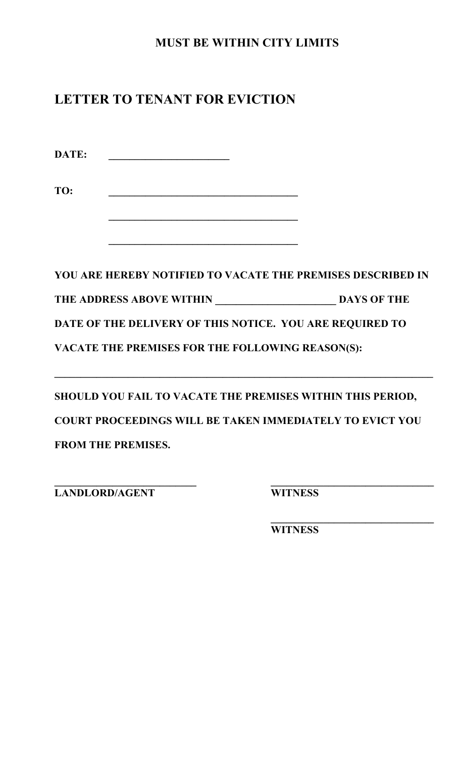**MUST BE WITHIN CITY LIMITS**

## LETTER TO TENANT FOR EVICTION

**DATE:** ______________________

**TO:** __________________________________

__________________________________

__________________________________

**YOU ARE HEREBY NOTIFIED TO VACATE THE PREMISES DESCRIBED IN THE ADDRESS ABOVE WITHIN ______________________ DAYS OF THE DATE OF THE DELIVERY OF THIS NOTICE. YOU ARE REQUIRED TO VACATE THE PREMISES FOR THE FOLLOWING REASON(S):**

______________________________________________________________________

**SHOULD YOU FAIL TO VACATE THE PREMISES WITHIN THIS PERIOD, COURT PROCEEDINGS WILL BE TAKEN IMMEDIATELY TO EVICT YOU FROM THE PREMISES.**

__________________________
**LANDLORD/AGENT**

______________________________
**WITNESS**

______________________________
**WITNESS**